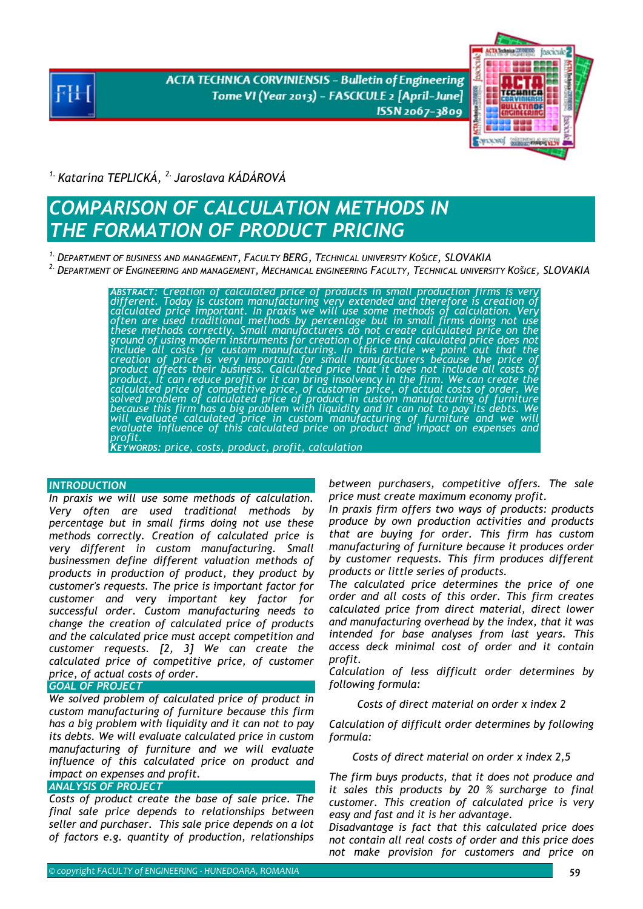[1.] Katarína TEPLICKÁ, [2.] Jaroslava KÁDÁROVÁ

# COMPARISON OF CALCULATION METHODS IN THE FORMATION OF PRODUCT PRICING

[1.] DEPARTMENT OF BUSINESS AND MANAGEMENT, FACULTY BERG, TECHNICAL UNIVERSITY KOŠICE, SLOVAKIA
[2.] DEPARTMENT OF ENGINEERING AND MANAGEMENT, MECHANICAL ENGINEERING FACULTY, TECHNICAL UNIVERSITY KOŠICE, SLOVAKIA

*ABSTRACT: Creation of calculated price of products in small production firms is very different. Today is custom manufacturing very extended and therefore is creation of calculated price important. In praxis we will use some methods of calculation. Very often are used traditional methods by percentage but in small firms doing not use these methods correctly. Small manufacturers do not create calculated price on the ground of using modern instruments for creation of price and calculated price does not include all costs for custom manufacturing. In this article we point out that the creation of price is very important for small manufacturers because the price of product affects their business. Calculated price that it does not include all costs of product, it can reduce profit or it can bring insolvency in the firm. We can create the calculated price of competitive price, of customer price, of actual costs of order. We solved problem of calculated price of product in custom manufacturing of furniture because this firm has a big problem with liquidity and it can not to pay its debts. We will evaluate calculated price in custom manufacturing of furniture and we will evaluate influence of this calculated price on product and impact on expenses and profit.*

*KEYWORDS: price, costs, product, profit, calculation*

## INTRODUCTION

*In praxis we will use some methods of calculation. Very often are used traditional methods by percentage but in small firms doing not use these methods correctly. Creation of calculated price is very different in custom manufacturing. Small businessmen define different valuation methods of products in production of product, they product by customer's requests. The price is important factor for customer and very important key factor for successful order. Custom manufacturing needs to change the creation of calculated price of products and the calculated price must accept competition and customer requests. [2, 3] We can create the calculated price of competitive price, of customer price, of actual costs of order.*

## GOAL OF PROJECT

*We solved problem of calculated price of product in custom manufacturing of furniture because this firm has a big problem with liquidity and it can not to pay its debts. We will evaluate calculated price in custom manufacturing of furniture and we will evaluate influence of this calculated price on product and impact on expenses and profit.*

## ANALYSIS OF PROJECT

*Costs of product create the base of sale price. The final sale price depends to relationships between seller and purchaser. This sale price depends on a lot of factors e.g. quantity of production, relationships between purchasers, competitive offers. The sale price must create maximum economy profit.*

*In praxis firm offers two ways of products: products produce by own production activities and products that are buying for order. This firm has custom manufacturing of furniture because it produces order by customer requests. This firm produces different products or little series of products.*

*The calculated price determines the price of one order and all costs of this order. This firm creates calculated price from direct material, direct lower and manufacturing overhead by the index, that it was intended for base analyses from last years. This access deck minimal cost of order and it contain profit.*

*Calculation of less difficult order determines by following formula:*

*Costs of direct material on order x index 2*

*Calculation of difficult order determines by following formula:*

*Costs of direct material on order x index 2,5*

*The firm buys products, that it does not produce and it sales this products by 20 % surcharge to final customer. This creation of calculated price is very easy and fast and it is her advantage.*

*Disadvantage is fact that this calculated price does not contain all real costs of order and this price does not make provision for customers and price on*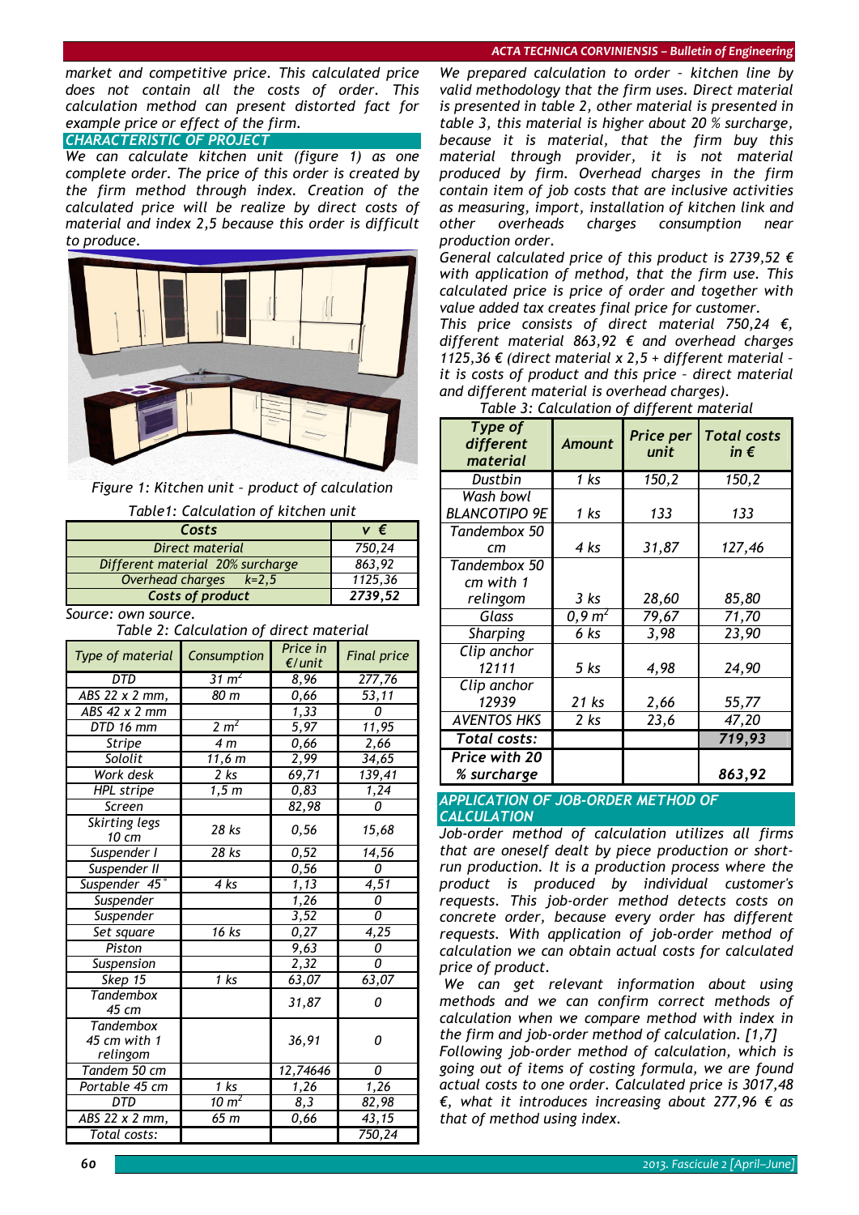*market and competitive price. This calculated price does not contain all the costs of order. This calculation method can present distorted fact for example price or effect of the firm.*

## CHARACTERISTIC OF PROJECT

*We can calculate kitchen unit (figure 1) as one complete order. The price of this order is created by the firm method through index. Creation of the calculated price will be realize by direct costs of material and index 2,5 because this order is difficult to produce.*

*Figure 1: Kitchen unit – product of calculation*

*Table1: Calculation of kitchen unit*

| Costs | v € |
|---|---|
| Direct material | 750,24 |
| Different material 20% surcharge | 863,92 |
| Overhead charges k=2,5 | 1125,36 |
| **Costs of product** | **2739,52** |

*Source: own source.*

*Table 2: Calculation of direct material*

| Type of material | Consumption | Price in €/unit | Final price |
|---|---|---|---|
| DTD | 31 $m^2$ | 8,96 | 277,76 |
| ABS 22 x 2 mm, | 80 m | 0,66 | 53,11 |
| ABS 42 x 2 mm | | 1,33 | 0 |
| DTD 16 mm | 2 $m^2$ | 5,97 | 11,95 |
| Stripe | 4 m | 0,66 | 2,66 |
| Sololit | 11,6 m | 2,99 | 34,65 |
| Work desk | 2 ks | 69,71 | 139,41 |
| HPL stripe | 1,5 m | 0,83 | 1,24 |
| Screen | | 82,98 | 0 |
| Skirting legs 10 cm | 28 ks | 0,56 | 15,68 |
| Suspender I | 28 ks | 0,52 | 14,56 |
| Suspender II | | 0,56 | 0 |
| Suspender 45° | 4 ks | 1,13 | 4,51 |
| Suspender | | 1,26 | 0 |
| Suspender | | 3,52 | 0 |
| Set square | 16 ks | 0,27 | 4,25 |
| Piston | | 9,63 | 0 |
| Suspension | | 2,32 | 0 |
| Skep 15 | 1 ks | 63,07 | 63,07 |
| Tandembox 45 cm | | 31,87 | 0 |
| Tandembox 45 cm with 1 relingom | | 36,91 | 0 |
| Tandem 50 cm | | 12,74646 | 0 |
| Portable 45 cm | 1 ks | 1,26 | 1,26 |
| DTD | 10 $m^2$ | 8,3 | 82,98 |
| ABS 22 x 2 mm, | 65 m | 0,66 | 43,15 |
| Total costs: | | | 750,24 |

*We prepared calculation to order – kitchen line by valid methodology that the firm uses. Direct material is presented in table 2, other material is presented in table 3, this material is higher about 20 % surcharge, because it is material, that the firm buy this material through provider, it is not material produced by firm. Overhead charges in the firm contain item of job costs that are inclusive activities as measuring, import, installation of kitchen link and other overheads charges consumption near production order.*

*General calculated price of this product is 2739,52 € with application of method, that the firm use. This calculated price is price of order and together with value added tax creates final price for customer.*

*This price consists of direct material 750,24 €, different material 863,92 € and overhead charges 1125,36 € (direct material x 2,5 + different material – it is costs of product and this price – direct material and different material is overhead charges).*

*Table 3: Calculation of different material*

| Type of different material | Amount | Price per unit | Total costs in € |
|---|---|---|---|
| Dustbin | 1 ks | 150,2 | 150,2 |
| Wash bowl BLANCOTIPO 9E | 1 ks | 133 | 133 |
| Tandembox 50 cm | 4 ks | 31,87 | 127,46 |
| Tandembox 50 cm with 1 relingom | 3 ks | 28,60 | 85,80 |
| Glass | 0,9 $m^2$ | 79,67 | 71,70 |
| Sharping | 6 ks | 3,98 | 23,90 |
| Clip anchor 12111 | 5 ks | 4,98 | 24,90 |
| Clip anchor 12939 | 21 ks | 2,66 | 55,77 |
| AVENTOS HKS | 2 ks | 23,6 | 47,20 |
| **Total costs:** | | | **719,93** |
| **Price with 20 % surcharge** | | | **863,92** |

## APPLICATION OF JOB-ORDER METHOD OF CALCULATION

*Job-order method of calculation utilizes all firms that are oneself dealt by piece production or short-run production. It is a production process where the product is produced by individual customer's requests. This job-order method detects costs on concrete order, because every order has different requests. With application of job-order method of calculation we can obtain actual costs for calculated price of product.*

*We can get relevant information about using methods and we can confirm correct methods of calculation when we compare method with index in the firm and job-order method of calculation. [1,7]*

*Following job-order method of calculation, which is going out of items of costing formula, we are found actual costs to one order. Calculated price is 3017,48 €, what it introduces increasing about 277,96 € as that of method using index.*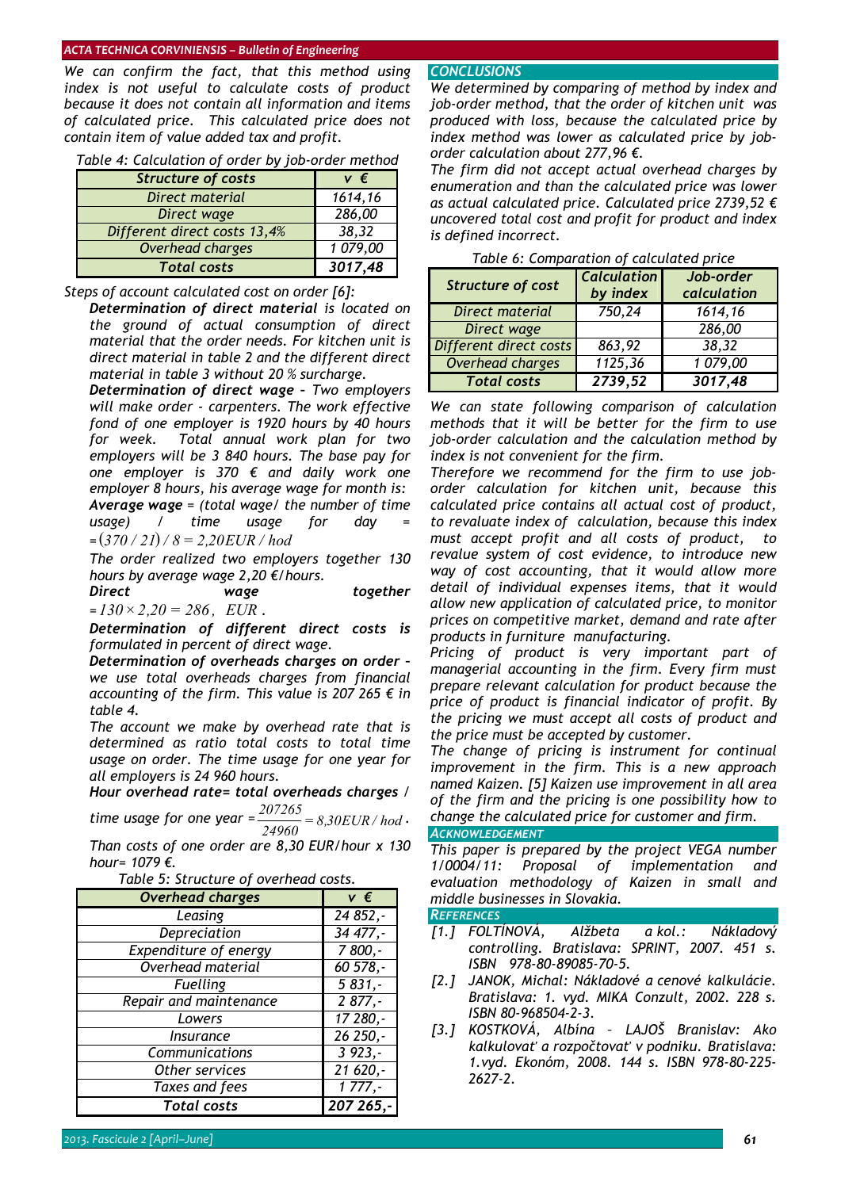*We can confirm the fact, that this method using index is not useful to calculate costs of product because it does not contain all information and items of calculated price. This calculated price does not contain item of value added tax and profit.*

*Table 4: Calculation of order by job-order method*

| Structure of costs | v € |
|---|---|
| Direct material | 1614,16 |
| Direct wage | 286,00 |
| Different direct costs 13,4% | 38,32 |
| Overhead charges | 1 079,00 |
| **Total costs** | **3017,48** |

*Steps of account calculated cost on order [6]:*

***Determination of direct material** is located on the ground of actual consumption of direct material that the order needs. For kitchen unit is direct material in table 2 and the different direct material in table 3 without 20 % surcharge.*

***Determination of direct wage** – Two employers will make order - carpenters. The work effective fond of one employer is 1920 hours by 40 hours for week. Total annual work plan for two employers will be 3 840 hours. The base pay for one employer is 370 € and daily work one employer 8 hours, his average wage for month is:*

***Average wage** = (total wage/ the number of time usage) / time usage for day = $(370/21)/8 = 2{,}20 EUR/hod$*

*The order realized two employers together 130 hours by average wage 2,20 €/hours.*

***Direct wage together** = $130 \times 2{,}20 = 286$, EUR.*

***Determination of different direct costs** is formulated in percent of direct wage.*

***Determination of overheads charges on order** – we use total overheads charges from financial accounting of the firm. This value is 207 265 € in table 4.*

*The account we make by overhead rate that is determined as ratio total costs to total time usage on order. The time usage for one year for all employers is 24 960 hours.*

***Hour overhead rate= total overheads charges /** time usage for one year = $\frac{207265}{24960} = 8{,}30 EUR/hod$.*

*Than costs of one order are 8,30 EUR/hour x 130 hour= 1079 €.*

*Table 5: Structure of overhead costs.*

| Overhead charges | v € |
|---|---|
| Leasing | 24 852,- |
| Depreciation | 34 477,- |
| Expenditure of energy | 7 800,- |
| Overhead material | 60 578,- |
| Fuelling | 5 831,- |
| Repair and maintenance | 2 877,- |
| Lowers | 17 280,- |
| Insurance | 26 250,- |
| Communications | 3 923,- |
| Other services | 21 620,- |
| Taxes and fees | 1 777,- |
| **Total costs** | **207 265,-** |

## CONCLUSIONS

*We determined by comparing of method by index and job-order method, that the order of kitchen unit was produced with loss, because the calculated price by index method was lower as calculated price by job-order calculation about 277,96 €.*

*The firm did not accept actual overhead charges by enumeration and than the calculated price was lower as actual calculated price. Calculated price 2739,52 € uncovered total cost and profit for product and index is defined incorrect.*

*Table 6: Comparation of calculated price*

| Structure of cost | Calculation by index | Job-order calculation |
|---|---|---|
| Direct material | 750,24 | 1614,16 |
| Direct wage | | 286,00 |
| Different direct costs | 863,92 | 38,32 |
| Overhead charges | 1125,36 | 1 079,00 |
| **Total costs** | **2739,52** | **3017,48** |

*We can state following comparison of calculation methods that it will be better for the firm to use job-order calculation and the calculation method by index is not convenient for the firm.*

*Therefore we recommend for the firm to use job-order calculation for kitchen unit, because this calculated price contains all actual cost of product, to revaluate index of calculation, because this index must accept profit and all costs of product, to revalue system of cost evidence, to introduce new way of cost accounting, that it would allow more detail of individual expenses items, that it would allow new application of calculated price, to monitor prices on competitive market, demand and rate after products in furniture manufacturing.*

*Pricing of product is very important part of managerial accounting in the firm. Every firm must prepare relevant calculation for product because the price of product is financial indicator of profit. By the pricing we must accept all costs of product and the price must be accepted by customer.*

*The change of pricing is instrument for continual improvement in the firm. This is a new approach named Kaizen. [5] Kaizen use improvement in all area of the firm and the pricing is one possibility how to change the calculated price for customer and firm.*

## ACKNOWLEDGEMENT

*This paper is prepared by the project VEGA number 1/0004/11: Proposal of implementation and evaluation methodology of Kaizen in small and middle businesses in Slovakia.*

## REFERENCES

- *[1.] FOLTÍNOVÁ, Alžbeta a kol.: Nákladový controlling. Bratislava: SPRINT, 2007. 451 s. ISBN 978-80-89085-70-5.*
- *[2.] JANOK, Michal: Nákladové a cenové kalkulácie. Bratislava: 1. vyd. MIKA Conzult, 2002. 228 s. ISBN 80-968504-2-3.*
- *[3.] KOSTKOVÁ, Albína – LAJOŠ Branislav: Ako kalkulovať a rozpočtovať v podniku. Bratislava: 1.vyd. Ekonóm, 2008. 144 s. ISBN 978-80-225-2627-2.*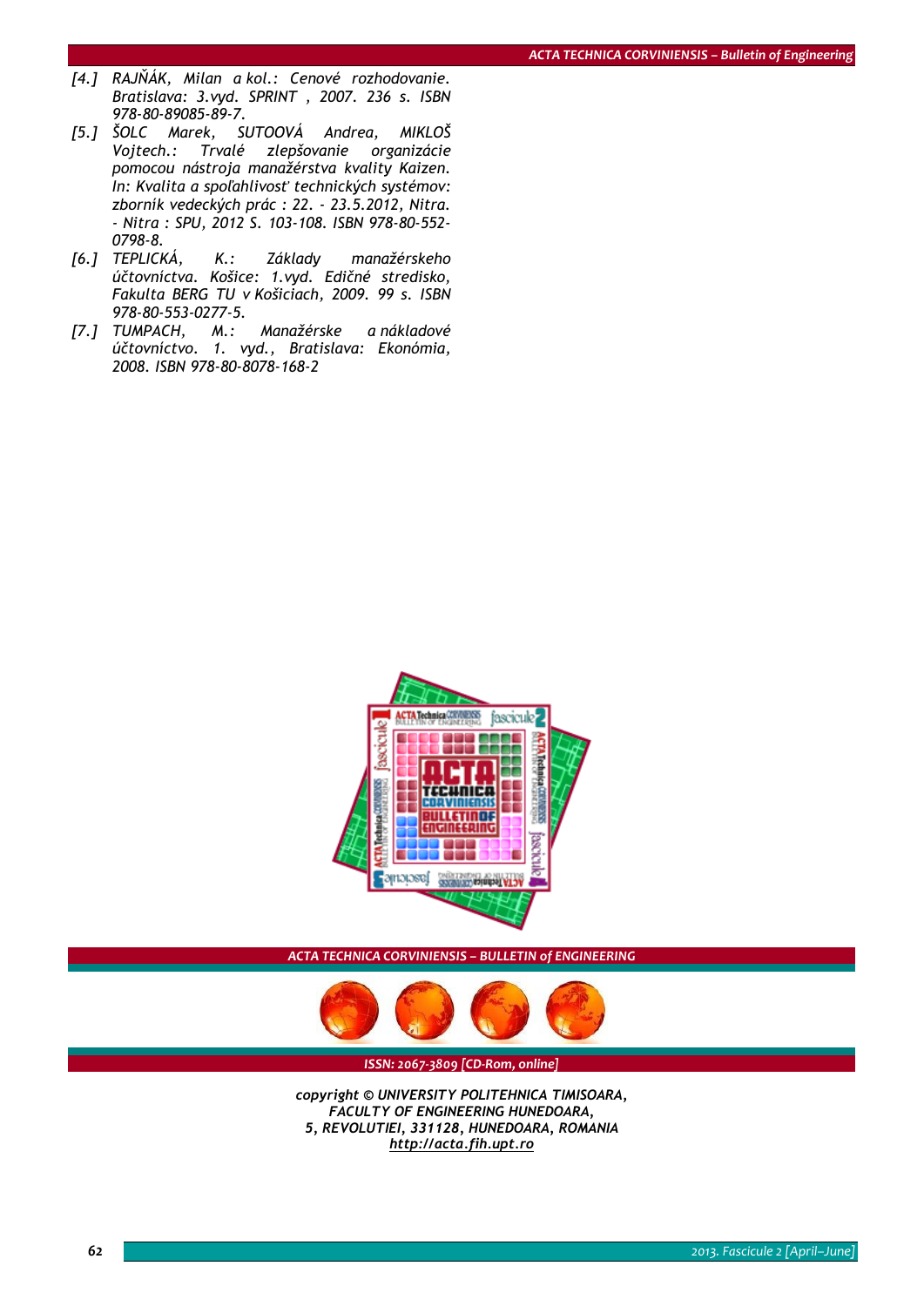[4.] RAJŇÁK, Milan a kol.: Cenové rozhodovanie. Bratislava: 3.vyd. SPRINT , 2007. 236 s. ISBN 978-80-89085-89-7.

[5.] ŠOLC Marek, SUTOOVÁ Andrea, MIKLOŠ Vojtech.: Trvalé zlepšovanie organizácie pomocou nástroja manažérstva kvality Kaizen. In: Kvalita a spoľahlivosť technických systémov: zborník vedeckých prác : 22. - 23.5.2012, Nitra. - Nitra : SPU, 2012 S. 103-108. ISBN 978-80-552-0798-8.

[6.] TEPLICKÁ, K.: Základy manažérskeho účtovníctva. Košice: 1.vyd. Edičné stredisko, Fakulta BERG TU v Košiciach, 2009. 99 s. ISBN 978-80-553-0277-5.

[7.] TUMPACH, M.: Manažérske a nákladové účtovníctvo. 1. vyd., Bratislava: Ekonómia, 2008. ISBN 978-80-8078-168-2

ACTA TECHNICA CORVINIENSIS – BULLETIN of ENGINEERING

ISSN: 2067-3809 [CD-Rom, online]

copyright © UNIVERSITY POLITEHNICA TIMISOARA,
FACULTY OF ENGINEERING HUNEDOARA,
5, REVOLUTIEI, 331128, HUNEDOARA, ROMANIA
http://acta.fih.upt.ro